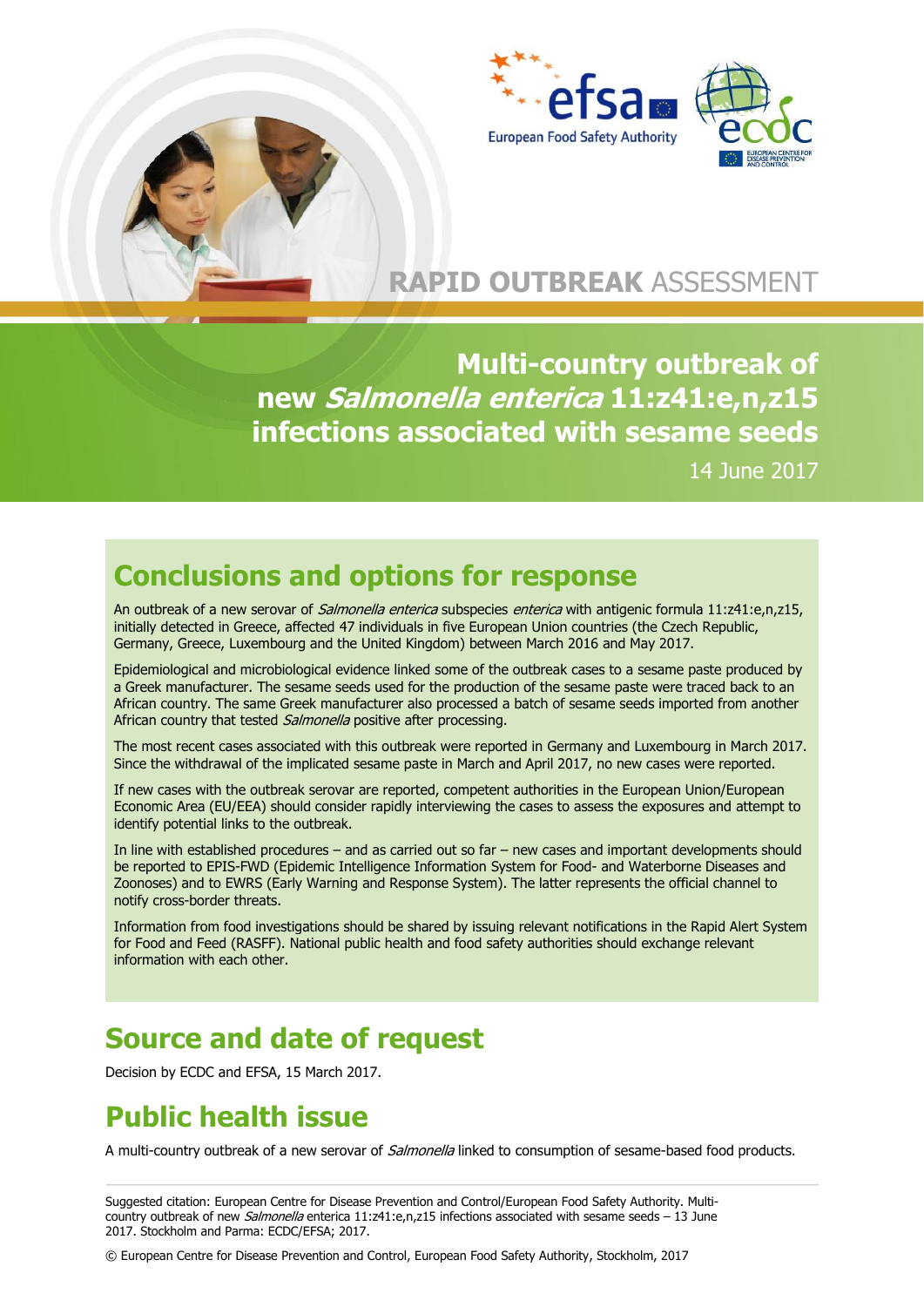RAPID OUTBREAK ASSESSMENT

# Multi-country outbreak of new *Salmonella enterica* 11:z41:e,n,z15 infections associated with sesame seeds

14 June 2017

## Conclusions and options for response

An outbreak of a new serovar of *Salmonella enterica* subspecies *enterica* with antigenic formula 11:z41:e,n,z15, initially detected in Greece, affected 47 individuals in five European Union countries (the Czech Republic, Germany, Greece, Luxembourg and the United Kingdom) between March 2016 and May 2017.

Epidemiological and microbiological evidence linked some of the outbreak cases to a sesame paste produced by a Greek manufacturer. The sesame seeds used for the production of the sesame paste were traced back to an African country. The same Greek manufacturer also processed a batch of sesame seeds imported from another African country that tested *Salmonella* positive after processing.

The most recent cases associated with this outbreak were reported in Germany and Luxembourg in March 2017. Since the withdrawal of the implicated sesame paste in March and April 2017, no new cases were reported.

If new cases with the outbreak serovar are reported, competent authorities in the European Union/European Economic Area (EU/EEA) should consider rapidly interviewing the cases to assess the exposures and attempt to identify potential links to the outbreak.

In line with established procedures – and as carried out so far – new cases and important developments should be reported to EPIS-FWD (Epidemic Intelligence Information System for Food- and Waterborne Diseases and Zoonoses) and to EWRS (Early Warning and Response System). The latter represents the official channel to notify cross-border threats.

Information from food investigations should be shared by issuing relevant notifications in the Rapid Alert System for Food and Feed (RASFF). National public health and food safety authorities should exchange relevant information with each other.

## Source and date of request

Decision by ECDC and EFSA, 15 March 2017.

## Public health issue

A multi-country outbreak of a new serovar of *Salmonella* linked to consumption of sesame-based food products.

Suggested citation: European Centre for Disease Prevention and Control/European Food Safety Authority. Multi-country outbreak of new *Salmonella* enterica 11:z41:e,n,z15 infections associated with sesame seeds – 13 June 2017. Stockholm and Parma: ECDC/EFSA; 2017.

© European Centre for Disease Prevention and Control, European Food Safety Authority, Stockholm, 2017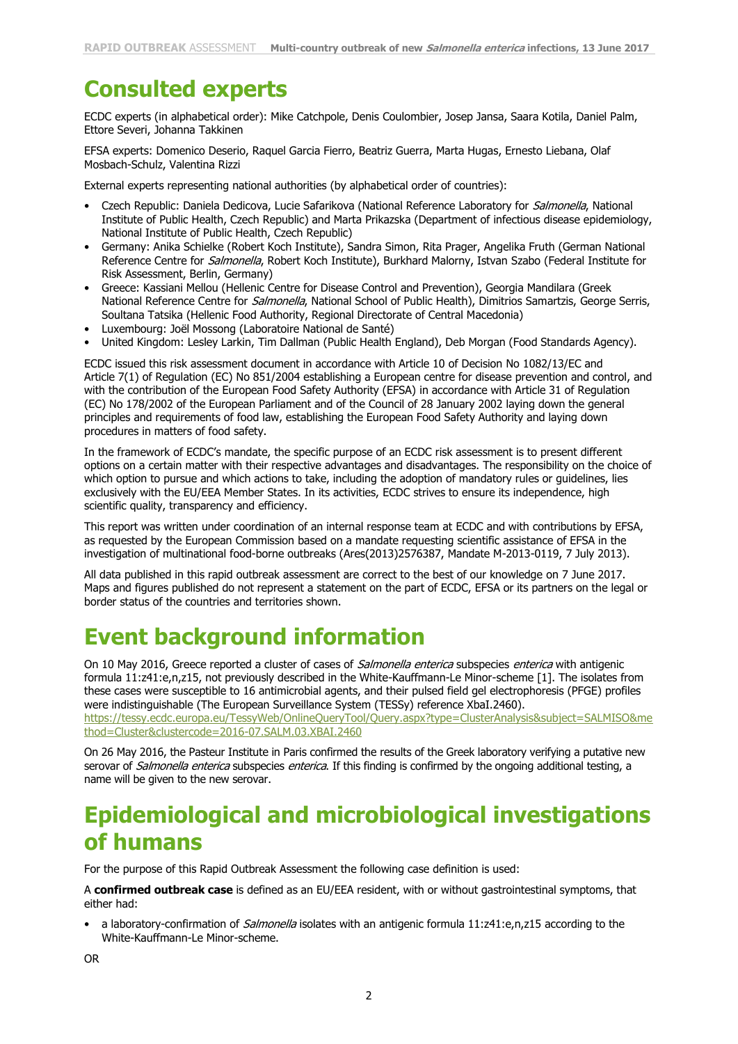# Consulted experts

ECDC experts (in alphabetical order): Mike Catchpole, Denis Coulombier, Josep Jansa, Saara Kotila, Daniel Palm, Ettore Severi, Johanna Takkinen

EFSA experts: Domenico Deserio, Raquel Garcia Fierro, Beatriz Guerra, Marta Hugas, Ernesto Liebana, Olaf Mosbach-Schulz, Valentina Rizzi

External experts representing national authorities (by alphabetical order of countries):

- Czech Republic: Daniela Dedicova, Lucie Safarikova (National Reference Laboratory for *Salmonella*, National Institute of Public Health, Czech Republic) and Marta Prikazska (Department of infectious disease epidemiology, National Institute of Public Health, Czech Republic)
- Germany: Anika Schielke (Robert Koch Institute), Sandra Simon, Rita Prager, Angelika Fruth (German National Reference Centre for *Salmonella*, Robert Koch Institute), Burkhard Malorny, Istvan Szabo (Federal Institute for Risk Assessment, Berlin, Germany)
- Greece: Kassiani Mellou (Hellenic Centre for Disease Control and Prevention), Georgia Mandilara (Greek National Reference Centre for *Salmonella*, National School of Public Health), Dimitrios Samartzis, George Serris, Soultana Tatsika (Hellenic Food Authority, Regional Directorate of Central Macedonia)
- Luxembourg: Joël Mossong (Laboratoire National de Santé)
- United Kingdom: Lesley Larkin, Tim Dallman (Public Health England), Deb Morgan (Food Standards Agency).

ECDC issued this risk assessment document in accordance with Article 10 of Decision No 1082/13/EC and Article 7(1) of Regulation (EC) No 851/2004 establishing a European centre for disease prevention and control, and with the contribution of the European Food Safety Authority (EFSA) in accordance with Article 31 of Regulation (EC) No 178/2002 of the European Parliament and of the Council of 28 January 2002 laying down the general principles and requirements of food law, establishing the European Food Safety Authority and laying down procedures in matters of food safety.

In the framework of ECDC's mandate, the specific purpose of an ECDC risk assessment is to present different options on a certain matter with their respective advantages and disadvantages. The responsibility on the choice of which option to pursue and which actions to take, including the adoption of mandatory rules or guidelines, lies exclusively with the EU/EEA Member States. In its activities, ECDC strives to ensure its independence, high scientific quality, transparency and efficiency.

This report was written under coordination of an internal response team at ECDC and with contributions by EFSA, as requested by the European Commission based on a mandate requesting scientific assistance of EFSA in the investigation of multinational food-borne outbreaks (Ares(2013)2576387, Mandate M-2013-0119, 7 July 2013).

All data published in this rapid outbreak assessment are correct to the best of our knowledge on 7 June 2017. Maps and figures published do not represent a statement on the part of ECDC, EFSA or its partners on the legal or border status of the countries and territories shown.

# Event background information

On 10 May 2016, Greece reported a cluster of cases of *Salmonella enterica* subspecies *enterica* with antigenic formula 11:z41:e,n,z15, not previously described in the White-Kauffmann-Le Minor-scheme [1]. The isolates from these cases were susceptible to 16 antimicrobial agents, and their pulsed field gel electrophoresis (PFGE) profiles were indistinguishable (The European Surveillance System (TESSy) reference XbaI.2460).
https://tessy.ecdc.europa.eu/TessyWeb/OnlineQueryTool/Query.aspx?type=ClusterAnalysis&subject=SALMISO&method=Cluster&clustercode=2016-07.SALM.03.XBAI.2460

On 26 May 2016, the Pasteur Institute in Paris confirmed the results of the Greek laboratory verifying a putative new serovar of *Salmonella enterica* subspecies *enterica*. If this finding is confirmed by the ongoing additional testing, a name will be given to the new serovar.

# Epidemiological and microbiological investigations of humans

For the purpose of this Rapid Outbreak Assessment the following case definition is used:

A **confirmed outbreak case** is defined as an EU/EEA resident, with or without gastrointestinal symptoms, that either had:

- a laboratory-confirmation of *Salmonella* isolates with an antigenic formula 11:z41:e,n,z15 according to the White-Kauffmann-Le Minor-scheme.

OR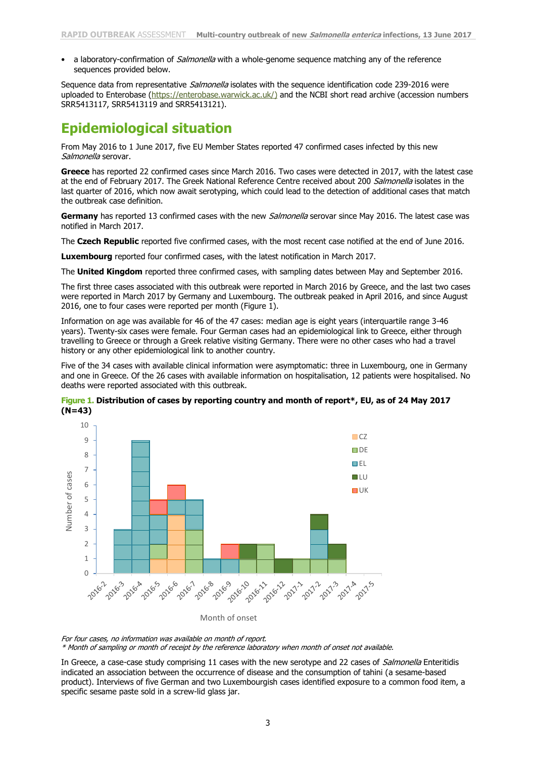- a laboratory-confirmation of *Salmonella* with a whole-genome sequence matching any of the reference sequences provided below.

Sequence data from representative *Salmonella* isolates with the sequence identification code 239-2016 were uploaded to Enterobase (https://enterobase.warwick.ac.uk/) and the NCBI short read archive (accession numbers SRR5413117, SRR5413119 and SRR5413121).

# Epidemiological situation

From May 2016 to 1 June 2017, five EU Member States reported 47 confirmed cases infected by this new *Salmonella* serovar.

**Greece** has reported 22 confirmed cases since March 2016. Two cases were detected in 2017, with the latest case at the end of February 2017. The Greek National Reference Centre received about 200 *Salmonella* isolates in the last quarter of 2016, which now await serotyping, which could lead to the detection of additional cases that match the outbreak case definition.

**Germany** has reported 13 confirmed cases with the new *Salmonella* serovar since May 2016. The latest case was notified in March 2017.

The **Czech Republic** reported five confirmed cases, with the most recent case notified at the end of June 2016.

**Luxembourg** reported four confirmed cases, with the latest notification in March 2017.

The **United Kingdom** reported three confirmed cases, with sampling dates between May and September 2016.

The first three cases associated with this outbreak were reported in March 2016 by Greece, and the last two cases were reported in March 2017 by Germany and Luxembourg. The outbreak peaked in April 2016, and since August 2016, one to four cases were reported per month (Figure 1).

Information on age was available for 46 of the 47 cases: median age is eight years (interquartile range 3-46 years). Twenty-six cases were female. Four German cases had an epidemiological link to Greece, either through travelling to Greece or through a Greek relative visiting Germany. There were no other cases who had a travel history or any other epidemiological link to another country.

Five of the 34 cases with available clinical information were asymptomatic: three in Luxembourg, one in Germany and one in Greece. Of the 26 cases with available information on hospitalisation, 12 patients were hospitalised. No deaths were reported associated with this outbreak.

**Figure 1. Distribution of cases by reporting country and month of report\*, EU, as of 24 May 2017 (N=43)**

Number of cases
0
1
2
3
4
5
6
7
8
9
10

CZ
DE
EL
LU
UK

2016-2
2016-3
2016-4
2016-5
2016-6
2016-7
2016-8
2016-9
2016-10
2016-11
2016-12
2017-1
2017-2
2017-3
2017-4
2017-5

Month of onset

*For four cases, no information was available on month of report.*
*\* Month of sampling or month of receipt by the reference laboratory when month of onset not available.*

In Greece, a case-case study comprising 11 cases with the new serotype and 22 cases of *Salmonella* Enteritidis indicated an association between the occurrence of disease and the consumption of tahini (a sesame-based product). Interviews of five German and two Luxembourgish cases identified exposure to a common food item, a specific sesame paste sold in a screw-lid glass jar.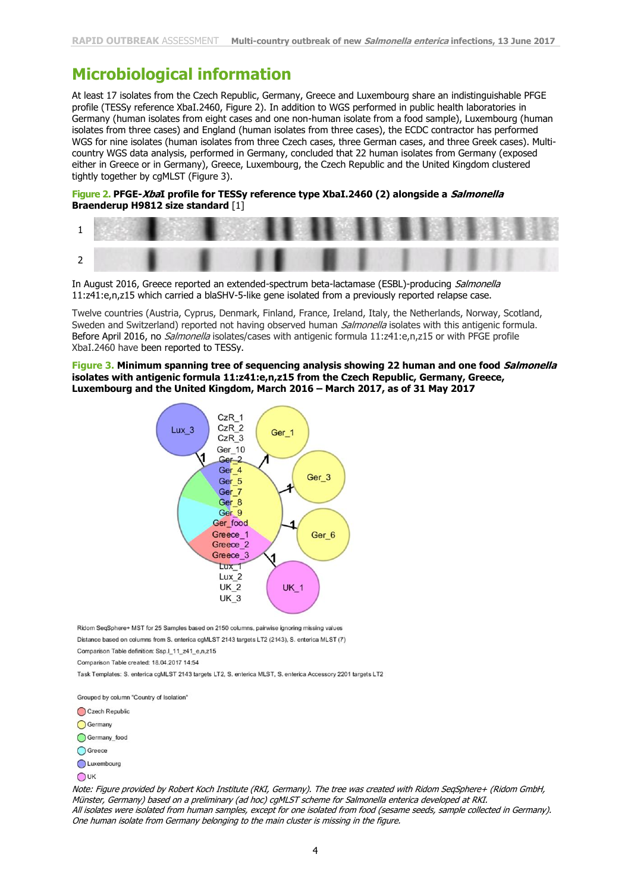# Microbiological information

At least 17 isolates from the Czech Republic, Germany, Greece and Luxembourg share an indistinguishable PFGE profile (TESSy reference XbaI.2460, Figure 2). In addition to WGS performed in public health laboratories in Germany (human isolates from eight cases and one non-human isolate from a food sample), Luxembourg (human isolates from three cases) and England (human isolates from three cases), the ECDC contractor has performed WGS for nine isolates (human isolates from three Czech cases, three German cases, and three Greek cases). Multi-country WGS data analysis, performed in Germany, concluded that 22 human isolates from Germany (exposed either in Greece or in Germany), Greece, Luxembourg, the Czech Republic and the United Kingdom clustered tightly together by cgMLST (Figure 3).

**Figure 2. PFGE-*Xba*I profile for TESSy reference type XbaI.2460 (2) alongside a *Salmonella* Braenderup H9812 size standard** [1]

1

2

In August 2016, Greece reported an extended-spectrum beta-lactamase (ESBL)-producing *Salmonella* 11:z41:e,n,z15 which carried a blaSHV-5-like gene isolated from a previously reported relapse case.

Twelve countries (Austria, Cyprus, Denmark, Finland, France, Ireland, Italy, the Netherlands, Norway, Scotland, Sweden and Switzerland) reported not having observed human *Salmonella* isolates with this antigenic formula. Before April 2016, no *Salmonella* isolates/cases with antigenic formula 11:z41:e,n,z15 or with PFGE profile XbaI.2460 have been reported to TESSy.

**Figure 3. Minimum spanning tree of sequencing analysis showing 22 human and one food *Salmonella* isolates with antigenic formula 11:z41:e,n,z15 from the Czech Republic, Germany, Greece, Luxembourg and the United Kingdom, March 2016 – March 2017, as of 31 May 2017**

Lux_3
CzR_1
CzR_2
CzR_3
Ger_10
Ger_2
Ger_4
Ger_5
Ger_7
Ger_8
Ger_9
Ger_food
Greece_1
Greece_2
Greece_3
Lux_1
Lux_2
UK_2
UK_3
Ger_1
Ger_3
Ger_6
UK_1
1
1
1
1
1

Ridom SeqSphere+ MST for 25 Samples based on 2150 columns, pairwise ignoring missing values
Distance based on columns from S. enterica cgMLST 2143 targets LT2 (2143), S. enterica MLST (7)
Comparison Table definition: Ssp.I_11_z41_e,n,z15
Comparison Table created: 18.04.2017 14:54
Task Templates: S. enterica cgMLST 2143 targets LT2, S. enterica MLST, S. enterica Accessory 2201 targets LT2

Grouped by column "Country of Isolation"
Czech Republic
Germany
Germany_food
Greece
Luxembourg
UK

*Note: Figure provided by Robert Koch Institute (RKI, Germany). The tree was created with Ridom SeqSphere+ (Ridom GmbH, Münster, Germany) based on a preliminary (ad hoc) cgMLST scheme for Salmonella enterica developed at RKI.*
*All isolates were isolated from human samples, except for one isolated from food (sesame seeds, sample collected in Germany). One human isolate from Germany belonging to the main cluster is missing in the figure.*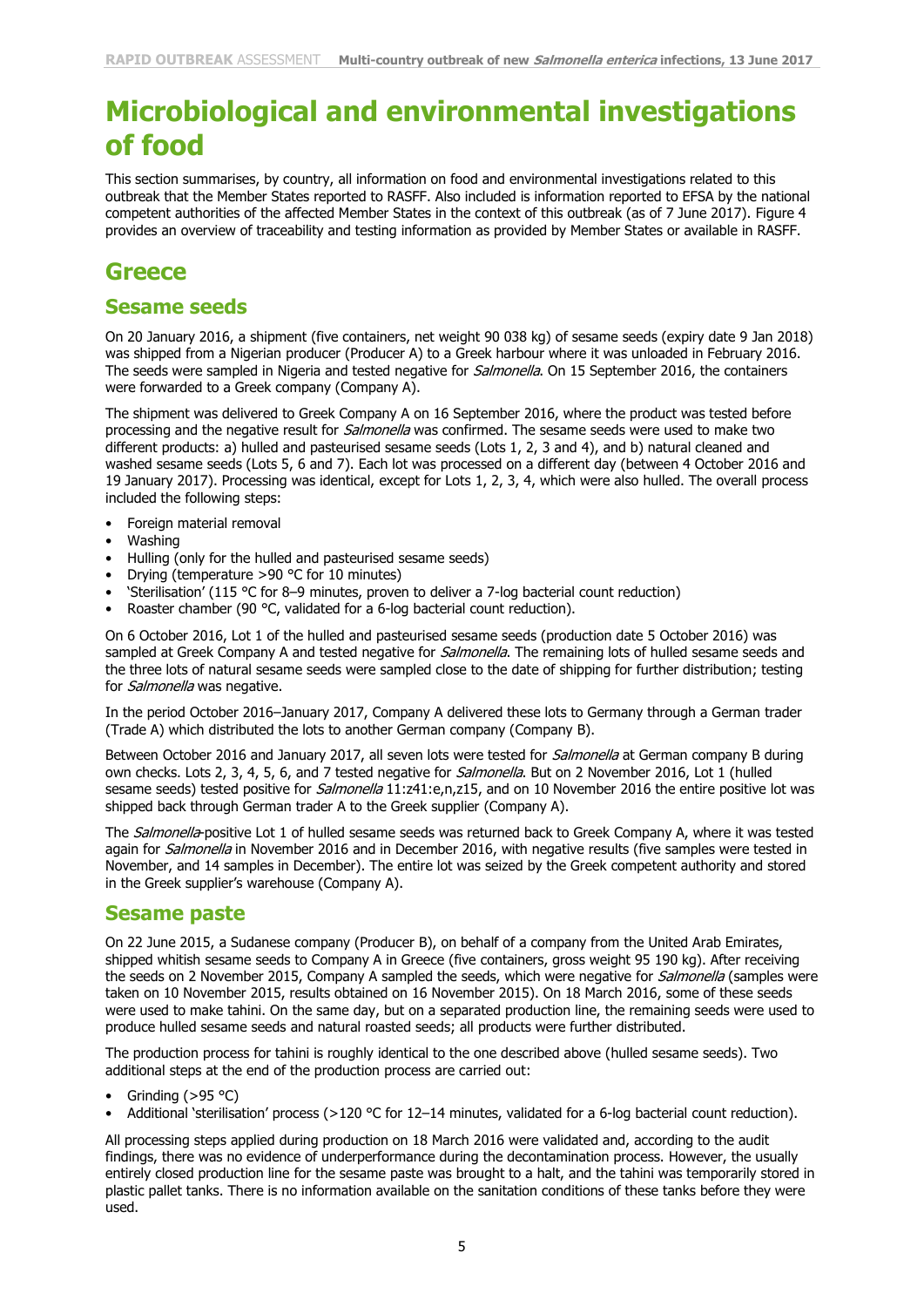# Microbiological and environmental investigations of food

This section summarises, by country, all information on food and environmental investigations related to this outbreak that the Member States reported to RASFF. Also included is information reported to EFSA by the national competent authorities of the affected Member States in the context of this outbreak (as of 7 June 2017). Figure 4 provides an overview of traceability and testing information as provided by Member States or available in RASFF.

## Greece

### Sesame seeds

On 20 January 2016, a shipment (five containers, net weight 90 038 kg) of sesame seeds (expiry date 9 Jan 2018) was shipped from a Nigerian producer (Producer A) to a Greek harbour where it was unloaded in February 2016. The seeds were sampled in Nigeria and tested negative for *Salmonella*. On 15 September 2016, the containers were forwarded to a Greek company (Company A).

The shipment was delivered to Greek Company A on 16 September 2016, where the product was tested before processing and the negative result for *Salmonella* was confirmed. The sesame seeds were used to make two different products: a) hulled and pasteurised sesame seeds (Lots 1, 2, 3 and 4), and b) natural cleaned and washed sesame seeds (Lots 5, 6 and 7). Each lot was processed on a different day (between 4 October 2016 and 19 January 2017). Processing was identical, except for Lots 1, 2, 3, 4, which were also hulled. The overall process included the following steps:

- Foreign material removal
- Washing
- Hulling (only for the hulled and pasteurised sesame seeds)
- Drying (temperature >90 °C for 10 minutes)
- 'Sterilisation' (115 °C for 8–9 minutes, proven to deliver a 7-log bacterial count reduction)
- Roaster chamber (90 °C, validated for a 6-log bacterial count reduction).

On 6 October 2016, Lot 1 of the hulled and pasteurised sesame seeds (production date 5 October 2016) was sampled at Greek Company A and tested negative for *Salmonella*. The remaining lots of hulled sesame seeds and the three lots of natural sesame seeds were sampled close to the date of shipping for further distribution; testing for *Salmonella* was negative.

In the period October 2016–January 2017, Company A delivered these lots to Germany through a German trader (Trade A) which distributed the lots to another German company (Company B).

Between October 2016 and January 2017, all seven lots were tested for *Salmonella* at German company B during own checks. Lots 2, 3, 4, 5, 6, and 7 tested negative for *Salmonella*. But on 2 November 2016, Lot 1 (hulled sesame seeds) tested positive for *Salmonella* 11:z41:e,n,z15, and on 10 November 2016 the entire positive lot was shipped back through German trader A to the Greek supplier (Company A).

The *Salmonella*-positive Lot 1 of hulled sesame seeds was returned back to Greek Company A, where it was tested again for *Salmonella* in November 2016 and in December 2016, with negative results (five samples were tested in November, and 14 samples in December). The entire lot was seized by the Greek competent authority and stored in the Greek supplier's warehouse (Company A).

### Sesame paste

On 22 June 2015, a Sudanese company (Producer B), on behalf of a company from the United Arab Emirates, shipped whitish sesame seeds to Company A in Greece (five containers, gross weight 95 190 kg). After receiving the seeds on 2 November 2015, Company A sampled the seeds, which were negative for *Salmonella* (samples were taken on 10 November 2015, results obtained on 16 November 2015). On 18 March 2016, some of these seeds were used to make tahini. On the same day, but on a separated production line, the remaining seeds were used to produce hulled sesame seeds and natural roasted seeds; all products were further distributed.

The production process for tahini is roughly identical to the one described above (hulled sesame seeds). Two additional steps at the end of the production process are carried out:

- Grinding (>95 °C)
- Additional 'sterilisation' process (>120 °C for 12–14 minutes, validated for a 6-log bacterial count reduction).

All processing steps applied during production on 18 March 2016 were validated and, according to the audit findings, there was no evidence of underperformance during the decontamination process. However, the usually entirely closed production line for the sesame paste was brought to a halt, and the tahini was temporarily stored in plastic pallet tanks. There is no information available on the sanitation conditions of these tanks before they were used.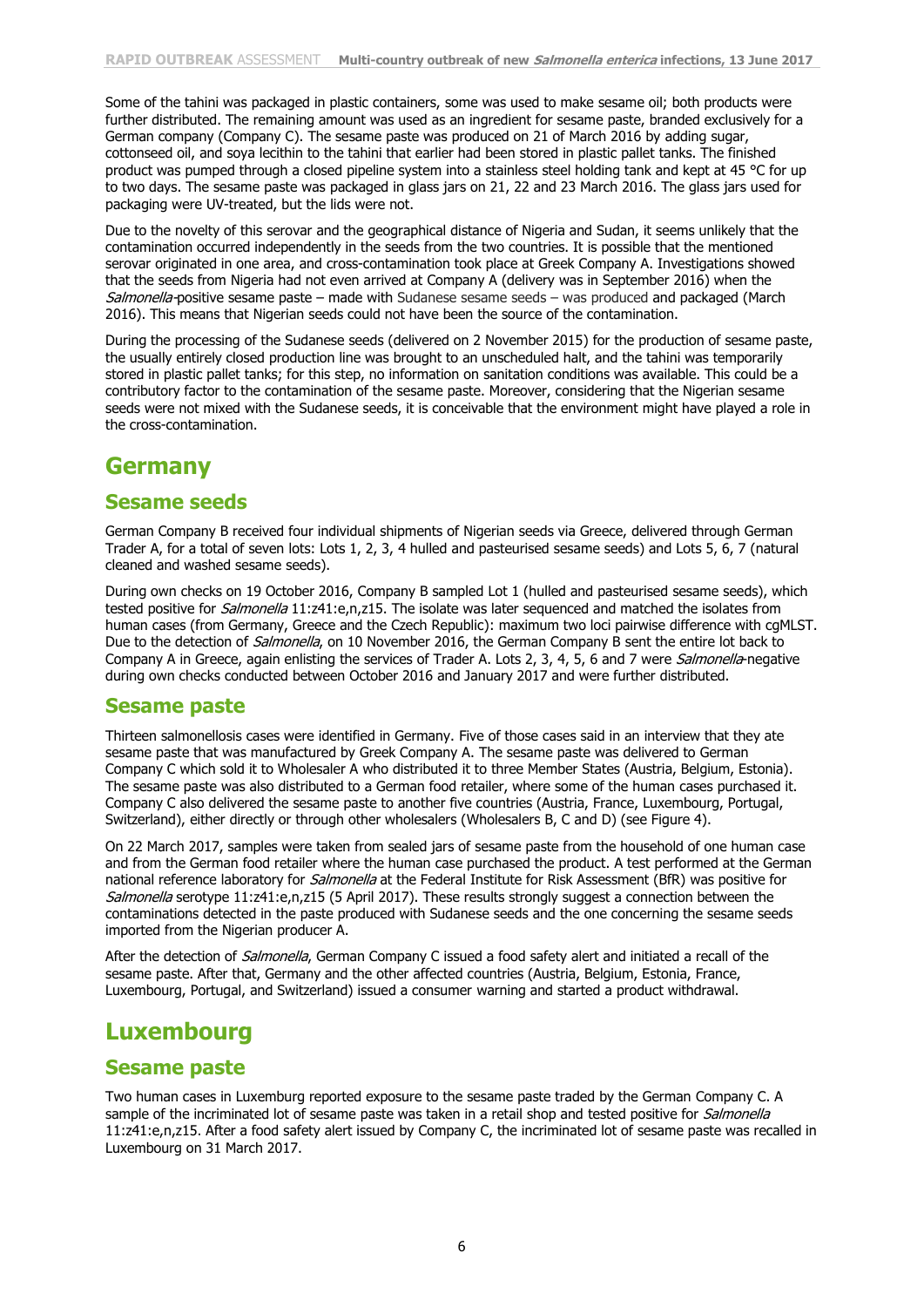Some of the tahini was packaged in plastic containers, some was used to make sesame oil; both products were further distributed. The remaining amount was used as an ingredient for sesame paste, branded exclusively for a German company (Company C). The sesame paste was produced on 21 of March 2016 by adding sugar, cottonseed oil, and soya lecithin to the tahini that earlier had been stored in plastic pallet tanks. The finished product was pumped through a closed pipeline system into a stainless steel holding tank and kept at 45 °C for up to two days. The sesame paste was packaged in glass jars on 21, 22 and 23 March 2016. The glass jars used for packaging were UV-treated, but the lids were not.

Due to the novelty of this serovar and the geographical distance of Nigeria and Sudan, it seems unlikely that the contamination occurred independently in the seeds from the two countries. It is possible that the mentioned serovar originated in one area, and cross-contamination took place at Greek Company A. Investigations showed that the seeds from Nigeria had not even arrived at Company A (delivery was in September 2016) when the *Salmonella*-positive sesame paste – made with Sudanese sesame seeds – was produced and packaged (March 2016). This means that Nigerian seeds could not have been the source of the contamination.

During the processing of the Sudanese seeds (delivered on 2 November 2015) for the production of sesame paste, the usually entirely closed production line was brought to an unscheduled halt, and the tahini was temporarily stored in plastic pallet tanks; for this step, no information on sanitation conditions was available. This could be a contributory factor to the contamination of the sesame paste. Moreover, considering that the Nigerian sesame seeds were not mixed with the Sudanese seeds, it is conceivable that the environment might have played a role in the cross-contamination.

# Germany

## Sesame seeds

German Company B received four individual shipments of Nigerian seeds via Greece, delivered through German Trader A, for a total of seven lots: Lots 1, 2, 3, 4 hulled and pasteurised sesame seeds) and Lots 5, 6, 7 (natural cleaned and washed sesame seeds).

During own checks on 19 October 2016, Company B sampled Lot 1 (hulled and pasteurised sesame seeds), which tested positive for *Salmonella* 11:z41:e,n,z15. The isolate was later sequenced and matched the isolates from human cases (from Germany, Greece and the Czech Republic): maximum two loci pairwise difference with cgMLST. Due to the detection of *Salmonella*, on 10 November 2016, the German Company B sent the entire lot back to Company A in Greece, again enlisting the services of Trader A. Lots 2, 3, 4, 5, 6 and 7 were *Salmonella*-negative during own checks conducted between October 2016 and January 2017 and were further distributed.

## Sesame paste

Thirteen salmonellosis cases were identified in Germany. Five of those cases said in an interview that they ate sesame paste that was manufactured by Greek Company A. The sesame paste was delivered to German Company C which sold it to Wholesaler A who distributed it to three Member States (Austria, Belgium, Estonia). The sesame paste was also distributed to a German food retailer, where some of the human cases purchased it. Company C also delivered the sesame paste to another five countries (Austria, France, Luxembourg, Portugal, Switzerland), either directly or through other wholesalers (Wholesalers B, C and D) (see Figure 4).

On 22 March 2017, samples were taken from sealed jars of sesame paste from the household of one human case and from the German food retailer where the human case purchased the product. A test performed at the German national reference laboratory for *Salmonella* at the Federal Institute for Risk Assessment (BfR) was positive for *Salmonella* serotype 11:z41:e,n,z15 (5 April 2017). These results strongly suggest a connection between the contaminations detected in the paste produced with Sudanese seeds and the one concerning the sesame seeds imported from the Nigerian producer A.

After the detection of *Salmonella*, German Company C issued a food safety alert and initiated a recall of the sesame paste. After that, Germany and the other affected countries (Austria, Belgium, Estonia, France, Luxembourg, Portugal, and Switzerland) issued a consumer warning and started a product withdrawal.

# Luxembourg

## Sesame paste

Two human cases in Luxemburg reported exposure to the sesame paste traded by the German Company C. A sample of the incriminated lot of sesame paste was taken in a retail shop and tested positive for *Salmonella* 11:z41:e,n,z15. After a food safety alert issued by Company C, the incriminated lot of sesame paste was recalled in Luxembourg on 31 March 2017.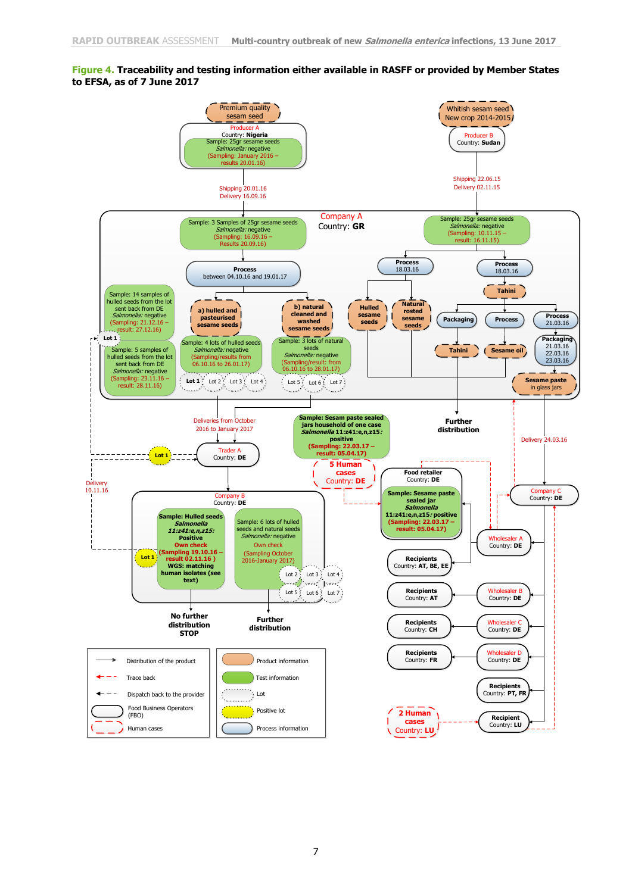**Figure 4. Traceability and testing information either available in RASFF or provided by Member States to EFSA, as of 7 June 2017**

Premium quality sesam seed

Producer A
Country: **Nigeria**
Sample: 25gr sesame seeds
*Salmonella*: negative
(Sampling: January 2016 – results 20.01.16)

Shipping 20.01.16
Delivery 16.09.16

Whitish sesam seed
New crop 2014-2015

Producer B
Country: **Sudan**

Shipping 22.06.15
Delivery 02.11.15

Company A
Country: **GR**

Sample: 3 Samples of 25gr sesame seeds
*Salmonella*: negative
(Sampling: 16.09.16 – Results 20.09.16)

Sample: 25gr sesame seeds
*Salmonella*: negative
(Sampling: 10.11.15 – result: 16.11.15)

**Process**
between 04.10.16 and 19.01.17

**Process** 18.03.16

**Process** 18.03.16

**Tahini**

**Hulled sesame seeds**

**Natural rosted sesame seeds**

**Packaging**

**Process**

**Process** 21.03.16

**Tahini**

**Sesame oil**

**Packaging** 21.03.16 22.03.16 23.03.16

**Sesame paste** in glass jars

Sample: 14 samples of hulled seeds from the lot sent back from DE
*Salmonella*: negative
(Sampling: 21.12.16 – result: 27.12.16)

Lot 1

Sample: 5 samples of hulled seeds from the lot sent back from DE
*Salmonella*: negative
(Sampling: 23.11.16 – result: 28.11.16)

**a) hulled and pasteurised sesame seeds**

Sample: 4 lots of hulled seeds
*Salmonella*: negative
(Sampling/results from 06.10.16 to 26.01.17)

Lot 1, Lot 2, Lot 3, Lot 4

**b) natural cleaned and washed sesame seeds**

Sample: 3 lots of natural seeds
*Salmonella*: negative
(Sampling/result: from 06.10.16 to 28.01.17)

Lot 5, Lot 6, Lot 7

**Further distribution**

Deliveries from October 2016 to January 2017

Trader A
Country: **DE**

Lot 1

Delivery 10.11.16

**Sample: Sesam paste sealed jars household of one case**
***Salmonella* 11:z41:e,n,z15: positive**
**(Sampling: 22.03.17 – result: 05.04.17)**

**5 Human cases**
Country: **DE**

Delivery 24.03.16

Company B
Country: **DE**

**Sample: Hulled seeds**
***Salmonella* 11:z41:e,n,z15: Positive**
**Own check**
**(Sampling 19.10.16 – result 02.11.16 )**
**WGS: matching human isolates (see text)**

Lot 1

Sample: 6 lots of hulled seeds and natural seeds
*Salmonella*: negative
Own check
(Sampling October 2016-January 2017)

Lot 2, Lot 3, Lot 4, Lot 5, Lot 6, Lot 7

**No further distribution STOP**

**Further distribution**

**Food retailer**
Country: **DE**

**Sample: Sesame paste sealed jar**
***Salmonella* 11:z41:e,n,z15: positive**
**(Sampling: 22.03.17 – result: 05.04.17)**

Company C
Country: **DE**

Wholesaler A
Country: **DE**

**Recipients**
Country: **AT, BE, EE**

**Recipients**
Country: **AT**

Wholesaler B
Country: **DE**

**Recipients**
Country: **CH**

Wholesaler C
Country: **DE**

**Recipients**
Country: **FR**

Wholesaler D
Country: **DE**

**Recipients**
Country: **PT, FR**

**2 Human cases**
Country: **LU**

**Recipient**
Country: **LU**

Legend:
- Distribution of the product
- Trace back
- Dispatch back to the provider
- Food Business Operators (FBO)
- Human cases
- Product information
- Test information
- Lot
- Positive lot
- Process information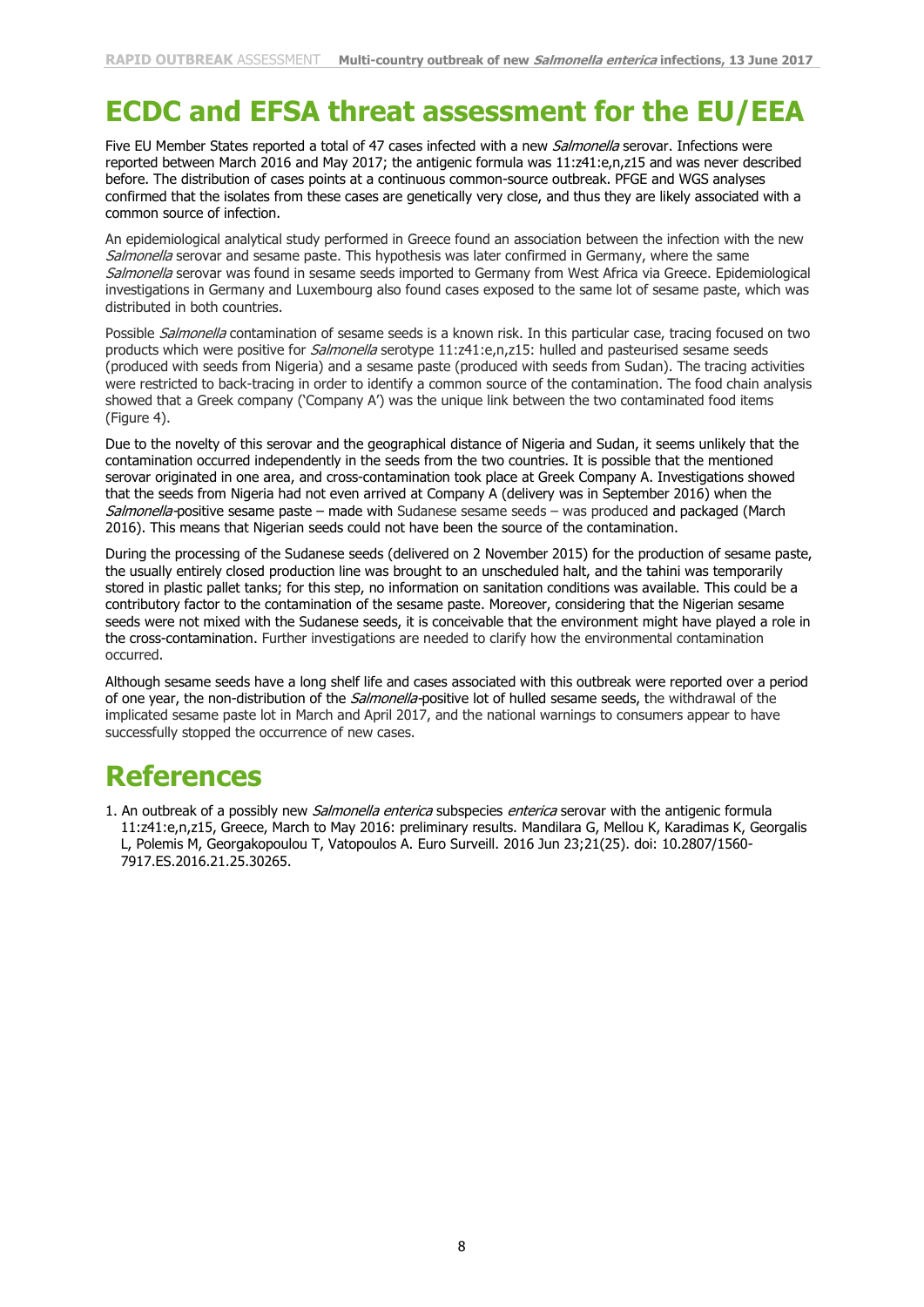# ECDC and EFSA threat assessment for the EU/EEA

Five EU Member States reported a total of 47 cases infected with a new *Salmonella* serovar. Infections were reported between March 2016 and May 2017; the antigenic formula was 11:z41:e,n,z15 and was never described before. The distribution of cases points at a continuous common-source outbreak. PFGE and WGS analyses confirmed that the isolates from these cases are genetically very close, and thus they are likely associated with a common source of infection.

An epidemiological analytical study performed in Greece found an association between the infection with the new *Salmonella* serovar and sesame paste. This hypothesis was later confirmed in Germany, where the same *Salmonella* serovar was found in sesame seeds imported to Germany from West Africa via Greece. Epidemiological investigations in Germany and Luxembourg also found cases exposed to the same lot of sesame paste, which was distributed in both countries.

Possible *Salmonella* contamination of sesame seeds is a known risk. In this particular case, tracing focused on two products which were positive for *Salmonella* serotype 11:z41:e,n,z15: hulled and pasteurised sesame seeds (produced with seeds from Nigeria) and a sesame paste (produced with seeds from Sudan). The tracing activities were restricted to back-tracing in order to identify a common source of the contamination. The food chain analysis showed that a Greek company ('Company A') was the unique link between the two contaminated food items (Figure 4).

Due to the novelty of this serovar and the geographical distance of Nigeria and Sudan, it seems unlikely that the contamination occurred independently in the seeds from the two countries. It is possible that the mentioned serovar originated in one area, and cross-contamination took place at Greek Company A. Investigations showed that the seeds from Nigeria had not even arrived at Company A (delivery was in September 2016) when the *Salmonella*-positive sesame paste – made with Sudanese sesame seeds – was produced and packaged (March 2016). This means that Nigerian seeds could not have been the source of the contamination.

During the processing of the Sudanese seeds (delivered on 2 November 2015) for the production of sesame paste, the usually entirely closed production line was brought to an unscheduled halt, and the tahini was temporarily stored in plastic pallet tanks; for this step, no information on sanitation conditions was available. This could be a contributory factor to the contamination of the sesame paste. Moreover, considering that the Nigerian sesame seeds were not mixed with the Sudanese seeds, it is conceivable that the environment might have played a role in the cross-contamination. Further investigations are needed to clarify how the environmental contamination occurred.

Although sesame seeds have a long shelf life and cases associated with this outbreak were reported over a period of one year, the non-distribution of the *Salmonella*-positive lot of hulled sesame seeds, the withdrawal of the implicated sesame paste lot in March and April 2017, and the national warnings to consumers appear to have successfully stopped the occurrence of new cases.

# References

1. An outbreak of a possibly new *Salmonella enterica* subspecies *enterica* serovar with the antigenic formula 11:z41:e,n,z15, Greece, March to May 2016: preliminary results. Mandilara G, Mellou K, Karadimas K, Georgalis L, Polemis M, Georgakopoulou T, Vatopoulos A. Euro Surveill. 2016 Jun 23;21(25). doi: 10.2807/1560-7917.ES.2016.21.25.30265.